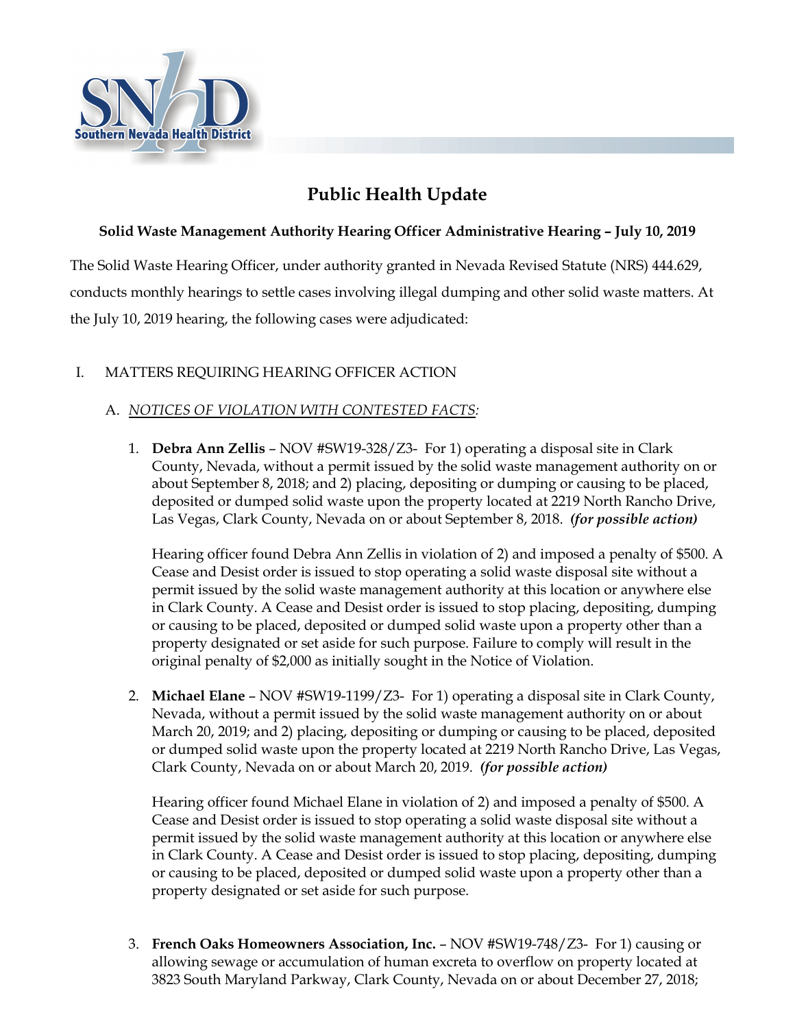# Public Health Update

**Solid Waste Management Authority Hearing Officer Administrative Hearing – July 10, 2019**

The Solid Waste Hearing Officer, under authority granted in Nevada Revised Statute (NRS) 444.629, conducts monthly hearings to settle cases involving illegal dumping and other solid waste matters. At the July 10, 2019 hearing, the following cases were adjudicated:

I. MATTERS REQUIRING HEARING OFFICER ACTION

A. *NOTICES OF VIOLATION WITH CONTESTED FACTS:*

1. **Debra Ann Zellis** – NOV #SW19-328/Z3- For 1) operating a disposal site in Clark County, Nevada, without a permit issued by the solid waste management authority on or about September 8, 2018; and 2) placing, depositing or dumping or causing to be placed, deposited or dumped solid waste upon the property located at 2219 North Rancho Drive, Las Vegas, Clark County, Nevada on or about September 8, 2018. ***(for possible action)***

   Hearing officer found Debra Ann Zellis in violation of 2) and imposed a penalty of $500. A Cease and Desist order is issued to stop operating a solid waste disposal site without a permit issued by the solid waste management authority at this location or anywhere else in Clark County. A Cease and Desist order is issued to stop placing, depositing, dumping or causing to be placed, deposited or dumped solid waste upon a property other than a property designated or set aside for such purpose. Failure to comply will result in the original penalty of $2,000 as initially sought in the Notice of Violation.

2. **Michael Elane** – NOV #SW19-1199/Z3- For 1) operating a disposal site in Clark County, Nevada, without a permit issued by the solid waste management authority on or about March 20, 2019; and 2) placing, depositing or dumping or causing to be placed, deposited or dumped solid waste upon the property located at 2219 North Rancho Drive, Las Vegas, Clark County, Nevada on or about March 20, 2019. ***(for possible action)***

   Hearing officer found Michael Elane in violation of 2) and imposed a penalty of $500. A Cease and Desist order is issued to stop operating a solid waste disposal site without a permit issued by the solid waste management authority at this location or anywhere else in Clark County. A Cease and Desist order is issued to stop placing, depositing, dumping or causing to be placed, deposited or dumped solid waste upon a property other than a property designated or set aside for such purpose.

3. **French Oaks Homeowners Association, Inc.** – NOV #SW19-748/Z3- For 1) causing or allowing sewage or accumulation of human excreta to overflow on property located at 3823 South Maryland Parkway, Clark County, Nevada on or about December 27, 2018;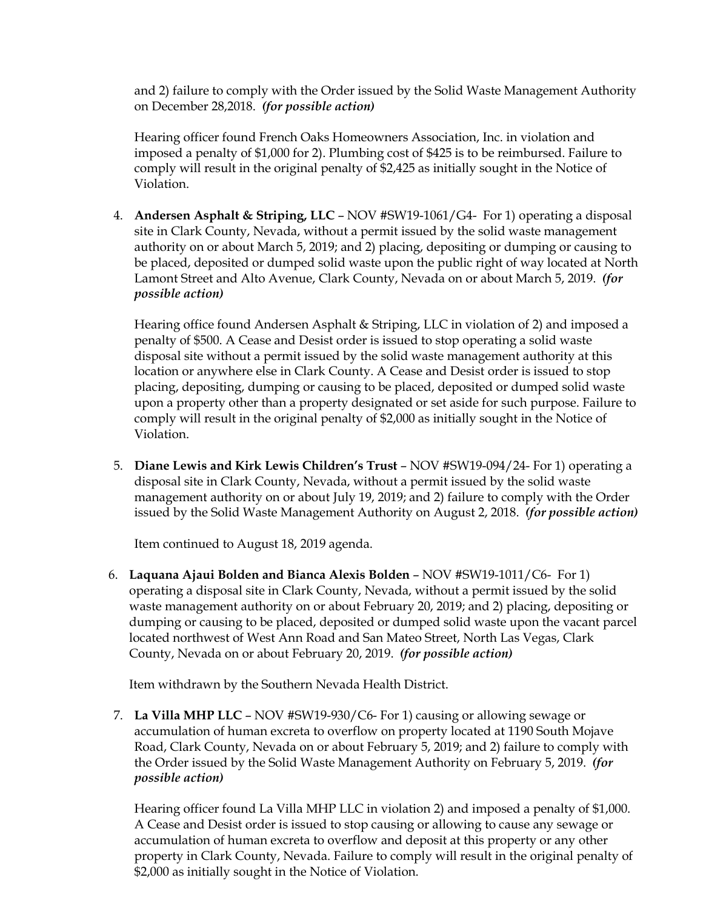and 2) failure to comply with the Order issued by the Solid Waste Management Authority on December 28,2018. ***(for possible action)***

Hearing officer found French Oaks Homeowners Association, Inc. in violation and imposed a penalty of $1,000 for 2). Plumbing cost of $425 is to be reimbursed. Failure to comply will result in the original penalty of $2,425 as initially sought in the Notice of Violation.

4. **Andersen Asphalt & Striping, LLC** – NOV #SW19-1061/G4- For 1) operating a disposal site in Clark County, Nevada, without a permit issued by the solid waste management authority on or about March 5, 2019; and 2) placing, depositing or dumping or causing to be placed, deposited or dumped solid waste upon the public right of way located at North Lamont Street and Alto Avenue, Clark County, Nevada on or about March 5, 2019. ***(for possible action)***

   Hearing office found Andersen Asphalt & Striping, LLC in violation of 2) and imposed a penalty of $500. A Cease and Desist order is issued to stop operating a solid waste disposal site without a permit issued by the solid waste management authority at this location or anywhere else in Clark County. A Cease and Desist order is issued to stop placing, depositing, dumping or causing to be placed, deposited or dumped solid waste upon a property other than a property designated or set aside for such purpose. Failure to comply will result in the original penalty of $2,000 as initially sought in the Notice of Violation.

5. **Diane Lewis and Kirk Lewis Children's Trust** – NOV #SW19-094/24- For 1) operating a disposal site in Clark County, Nevada, without a permit issued by the solid waste management authority on or about July 19, 2019; and 2) failure to comply with the Order issued by the Solid Waste Management Authority on August 2, 2018. ***(for possible action)***

   Item continued to August 18, 2019 agenda.

6. **Laquana Ajaui Bolden and Bianca Alexis Bolden** – NOV #SW19-1011/C6- For 1) operating a disposal site in Clark County, Nevada, without a permit issued by the solid waste management authority on or about February 20, 2019; and 2) placing, depositing or dumping or causing to be placed, deposited or dumped solid waste upon the vacant parcel located northwest of West Ann Road and San Mateo Street, North Las Vegas, Clark County, Nevada on or about February 20, 2019. ***(for possible action)***

   Item withdrawn by the Southern Nevada Health District.

7. **La Villa MHP LLC** – NOV #SW19-930/C6- For 1) causing or allowing sewage or accumulation of human excreta to overflow on property located at 1190 South Mojave Road, Clark County, Nevada on or about February 5, 2019; and 2) failure to comply with the Order issued by the Solid Waste Management Authority on February 5, 2019. ***(for possible action)***

   Hearing officer found La Villa MHP LLC in violation 2) and imposed a penalty of $1,000. A Cease and Desist order is issued to stop causing or allowing to cause any sewage or accumulation of human excreta to overflow and deposit at this property or any other property in Clark County, Nevada. Failure to comply will result in the original penalty of $2,000 as initially sought in the Notice of Violation.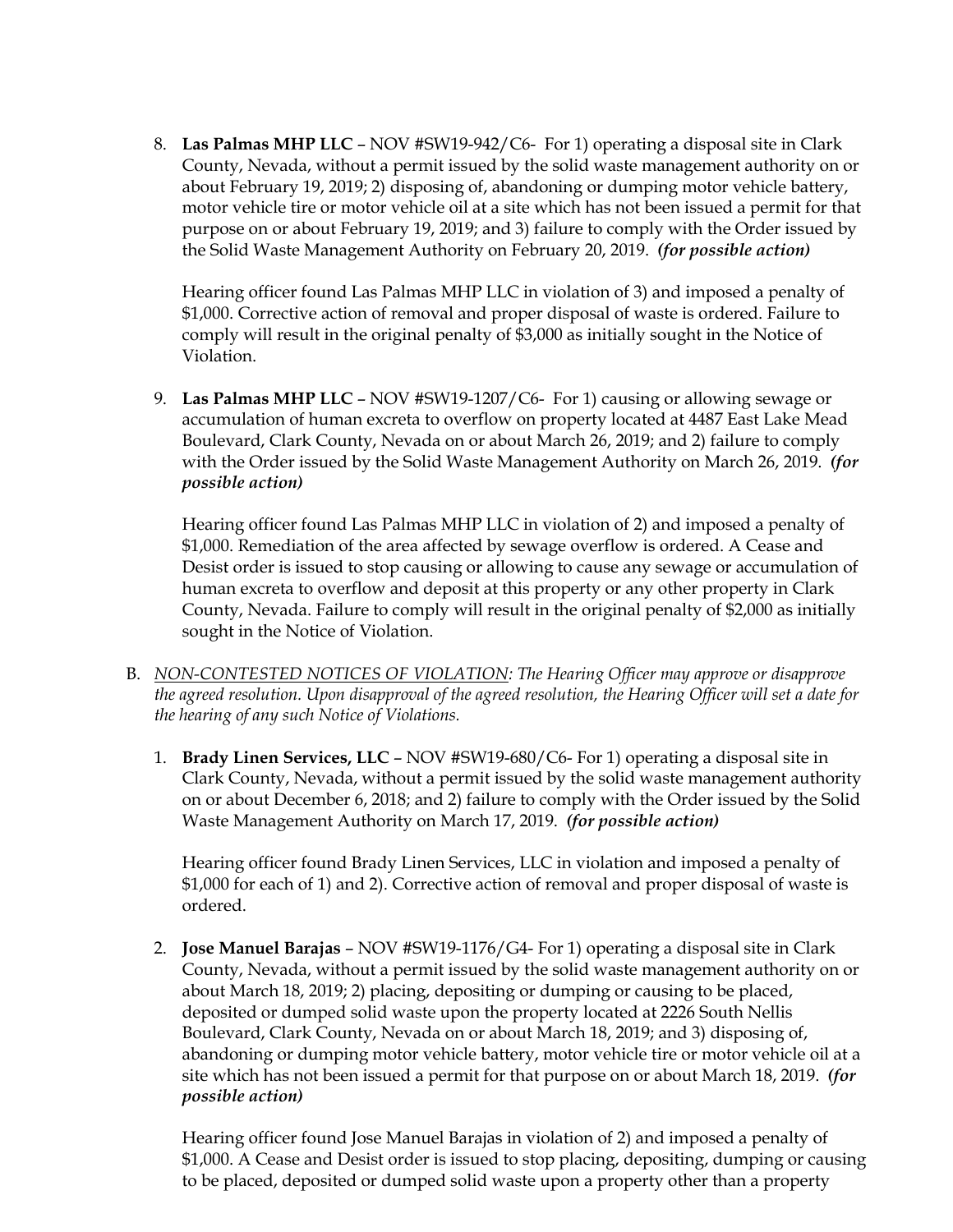8. **Las Palmas MHP LLC** – NOV #SW19-942/C6- For 1) operating a disposal site in Clark County, Nevada, without a permit issued by the solid waste management authority on or about February 19, 2019; 2) disposing of, abandoning or dumping motor vehicle battery, motor vehicle tire or motor vehicle oil at a site which has not been issued a permit for that purpose on or about February 19, 2019; and 3) failure to comply with the Order issued by the Solid Waste Management Authority on February 20, 2019. ***(for possible action)***

   Hearing officer found Las Palmas MHP LLC in violation of 3) and imposed a penalty of $1,000. Corrective action of removal and proper disposal of waste is ordered. Failure to comply will result in the original penalty of $3,000 as initially sought in the Notice of Violation.

9. **Las Palmas MHP LLC** – NOV #SW19-1207/C6- For 1) causing or allowing sewage or accumulation of human excreta to overflow on property located at 4487 East Lake Mead Boulevard, Clark County, Nevada on or about March 26, 2019; and 2) failure to comply with the Order issued by the Solid Waste Management Authority on March 26, 2019. ***(for possible action)***

   Hearing officer found Las Palmas MHP LLC in violation of 2) and imposed a penalty of $1,000. Remediation of the area affected by sewage overflow is ordered. A Cease and Desist order is issued to stop causing or allowing to cause any sewage or accumulation of human excreta to overflow and deposit at this property or any other property in Clark County, Nevada. Failure to comply will result in the original penalty of $2,000 as initially sought in the Notice of Violation.

B. *NON-CONTESTED NOTICES OF VIOLATION: The Hearing Officer may approve or disapprove the agreed resolution. Upon disapproval of the agreed resolution, the Hearing Officer will set a date for the hearing of any such Notice of Violations.*

   1. **Brady Linen Services, LLC** – NOV #SW19-680/C6- For 1) operating a disposal site in Clark County, Nevada, without a permit issued by the solid waste management authority on or about December 6, 2018; and 2) failure to comply with the Order issued by the Solid Waste Management Authority on March 17, 2019. ***(for possible action)***

      Hearing officer found Brady Linen Services, LLC in violation and imposed a penalty of $1,000 for each of 1) and 2). Corrective action of removal and proper disposal of waste is ordered.

   2. **Jose Manuel Barajas** – NOV #SW19-1176/G4- For 1) operating a disposal site in Clark County, Nevada, without a permit issued by the solid waste management authority on or about March 18, 2019; 2) placing, depositing or dumping or causing to be placed, deposited or dumped solid waste upon the property located at 2226 South Nellis Boulevard, Clark County, Nevada on or about March 18, 2019; and 3) disposing of, abandoning or dumping motor vehicle battery, motor vehicle tire or motor vehicle oil at a site which has not been issued a permit for that purpose on or about March 18, 2019. ***(for possible action)***

      Hearing officer found Jose Manuel Barajas in violation of 2) and imposed a penalty of $1,000. A Cease and Desist order is issued to stop placing, depositing, dumping or causing to be placed, deposited or dumped solid waste upon a property other than a property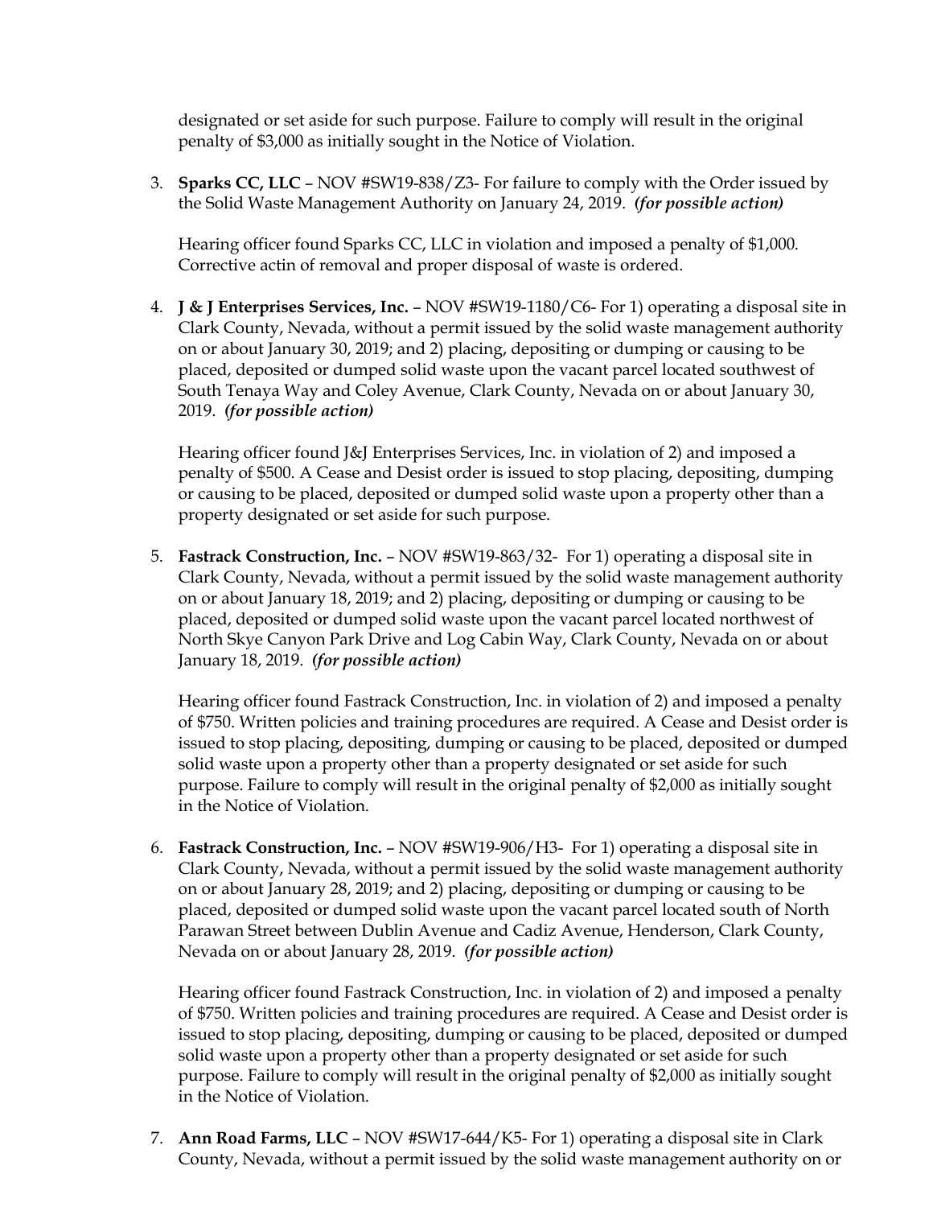designated or set aside for such purpose. Failure to comply will result in the original penalty of $3,000 as initially sought in the Notice of Violation.

3. **Sparks CC, LLC** – NOV #SW19-838/Z3- For failure to comply with the Order issued by the Solid Waste Management Authority on January 24, 2019. ***(for possible action)***

   Hearing officer found Sparks CC, LLC in violation and imposed a penalty of $1,000. Corrective actin of removal and proper disposal of waste is ordered.

4. **J & J Enterprises Services, Inc.** – NOV #SW19-1180/C6- For 1) operating a disposal site in Clark County, Nevada, without a permit issued by the solid waste management authority on or about January 30, 2019; and 2) placing, depositing or dumping or causing to be placed, deposited or dumped solid waste upon the vacant parcel located southwest of South Tenaya Way and Coley Avenue, Clark County, Nevada on or about January 30, 2019. ***(for possible action)***

   Hearing officer found J&J Enterprises Services, Inc. in violation of 2) and imposed a penalty of $500. A Cease and Desist order is issued to stop placing, depositing, dumping or causing to be placed, deposited or dumped solid waste upon a property other than a property designated or set aside for such purpose.

5. **Fastrack Construction, Inc.** – NOV #SW19-863/32- For 1) operating a disposal site in Clark County, Nevada, without a permit issued by the solid waste management authority on or about January 18, 2019; and 2) placing, depositing or dumping or causing to be placed, deposited or dumped solid waste upon the vacant parcel located northwest of North Skye Canyon Park Drive and Log Cabin Way, Clark County, Nevada on or about January 18, 2019. ***(for possible action)***

   Hearing officer found Fastrack Construction, Inc. in violation of 2) and imposed a penalty of $750. Written policies and training procedures are required. A Cease and Desist order is issued to stop placing, depositing, dumping or causing to be placed, deposited or dumped solid waste upon a property other than a property designated or set aside for such purpose. Failure to comply will result in the original penalty of $2,000 as initially sought in the Notice of Violation.

6. **Fastrack Construction, Inc.** – NOV #SW19-906/H3- For 1) operating a disposal site in Clark County, Nevada, without a permit issued by the solid waste management authority on or about January 28, 2019; and 2) placing, depositing or dumping or causing to be placed, deposited or dumped solid waste upon the vacant parcel located south of North Parawan Street between Dublin Avenue and Cadiz Avenue, Henderson, Clark County, Nevada on or about January 28, 2019. ***(for possible action)***

   Hearing officer found Fastrack Construction, Inc. in violation of 2) and imposed a penalty of $750. Written policies and training procedures are required. A Cease and Desist order is issued to stop placing, depositing, dumping or causing to be placed, deposited or dumped solid waste upon a property other than a property designated or set aside for such purpose. Failure to comply will result in the original penalty of $2,000 as initially sought in the Notice of Violation.

7. **Ann Road Farms, LLC** – NOV #SW17-644/K5- For 1) operating a disposal site in Clark County, Nevada, without a permit issued by the solid waste management authority on or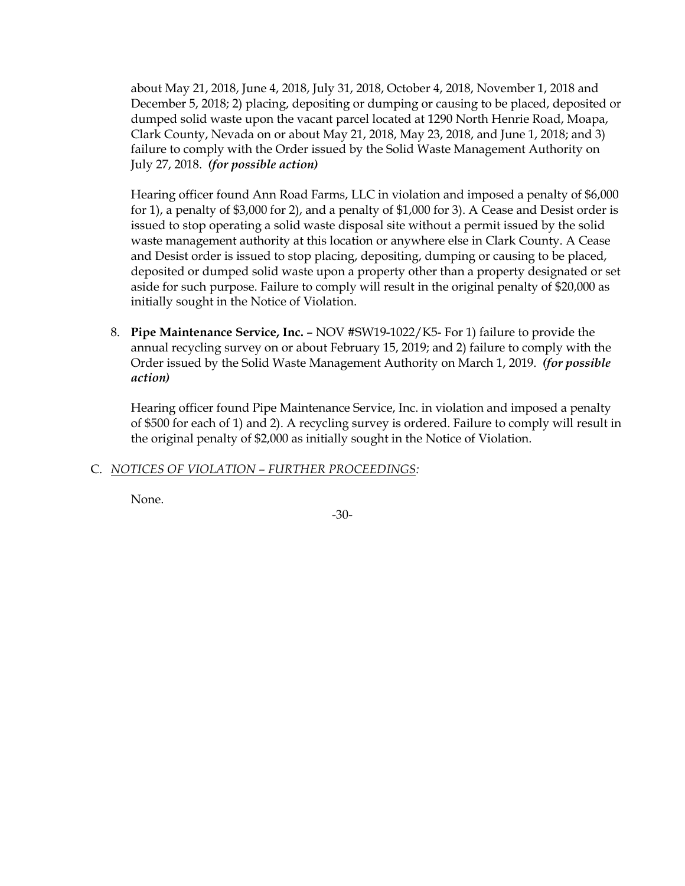about May 21, 2018, June 4, 2018, July 31, 2018, October 4, 2018, November 1, 2018 and December 5, 2018; 2) placing, depositing or dumping or causing to be placed, deposited or dumped solid waste upon the vacant parcel located at 1290 North Henrie Road, Moapa, Clark County, Nevada on or about May 21, 2018, May 23, 2018, and June 1, 2018; and 3) failure to comply with the Order issued by the Solid Waste Management Authority on July 27, 2018. ***(for possible action)***

Hearing officer found Ann Road Farms, LLC in violation and imposed a penalty of $6,000 for 1), a penalty of $3,000 for 2), and a penalty of $1,000 for 3). A Cease and Desist order is issued to stop operating a solid waste disposal site without a permit issued by the solid waste management authority at this location or anywhere else in Clark County. A Cease and Desist order is issued to stop placing, depositing, dumping or causing to be placed, deposited or dumped solid waste upon a property other than a property designated or set aside for such purpose. Failure to comply will result in the original penalty of $20,000 as initially sought in the Notice of Violation.

8. **Pipe Maintenance Service, Inc.** – NOV #SW19-1022/K5- For 1) failure to provide the annual recycling survey on or about February 15, 2019; and 2) failure to comply with the Order issued by the Solid Waste Management Authority on March 1, 2019. ***(for possible action)***

   Hearing officer found Pipe Maintenance Service, Inc. in violation and imposed a penalty of $500 for each of 1) and 2). A recycling survey is ordered. Failure to comply will result in the original penalty of $2,000 as initially sought in the Notice of Violation.

C. *NOTICES OF VIOLATION – FURTHER PROCEEDINGS:*

   None.